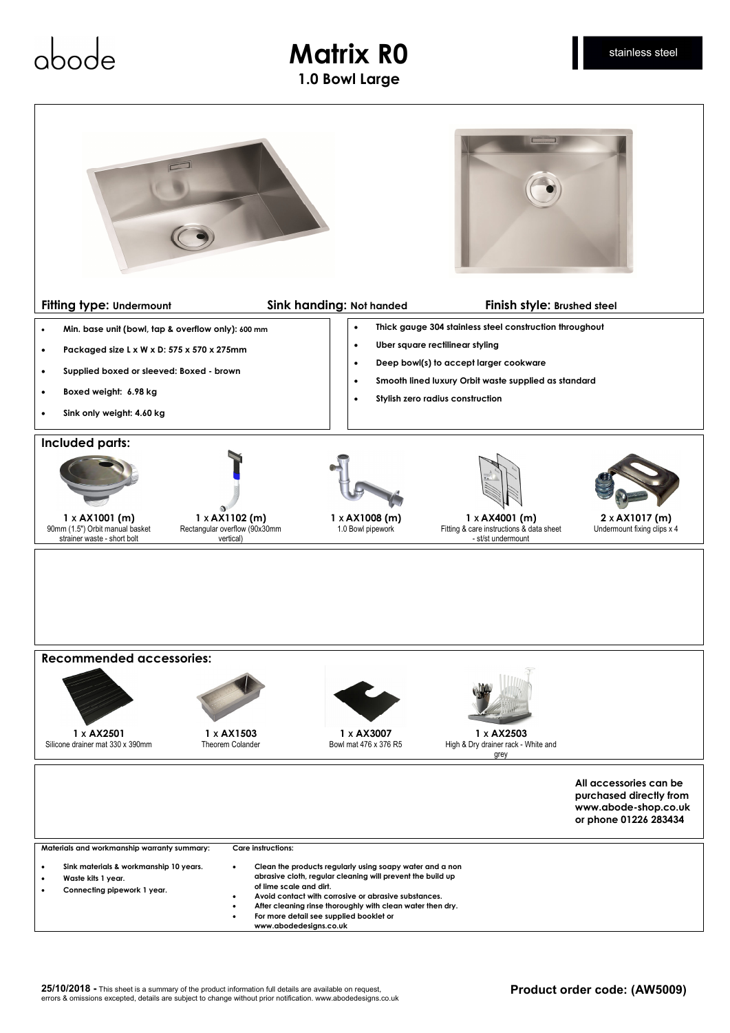abode

# Matrix R0

## 1.0 Bowl Large

stainless steel

**Fitting type:** Undermount **Sink handing:** Not handed **Finish style:** Brushed steel

- **Min. base unit (bowl, tap & overflow only): 600 mm**
- **Packaged size L x W x D: 575 x 570 x 275mm**
- **Supplied boxed or sleeved: Boxed - brown**
- **Boxed weight: 6.98 kg**
- **Sink only weight: 4.60 kg**

- **Thick gauge 304 stainless steel construction throughout**
- **Uber square rectilinear styling**
- **Deep bowl(s) to accept larger cookware**
- **Smooth lined luxury Orbit waste supplied as standard**
- **Stylish zero radius construction**

### Included parts:

| | | | | |
|---|---|---|---|---|
| 1 x **AX1001 (m)** 90mm (1.5") Orbit manual basket strainer waste - short bolt | 1 x **AX1102 (m)** Rectangular overflow (90x30mm vertical) | 1 x **AX1008 (m)** 1.0 Bowl pipework | 1 x **AX4001 (m)** Fitting & care instructions & data sheet - st/st undermount | 2 x **AX1017 (m)** Undermount fixing clips x 4 |

### Recommended accessories:

| | | | |
|---|---|---|---|
| 1 x **AX2501** Silicone drainer mat 330 x 390mm | 1 x **AX1503** Theorem Colander | 1 x **AX3007** Bowl mat 476 x 376 R5 | 1 x **AX2503** High & Dry drainer rack - White and grey |

**All accessories can be purchased directly from www.abode-shop.co.uk or phone 01226 283434**

**Materials and workmanship warranty summary:**

- **Sink materials & workmanship 10 years.**
- **Waste kits 1 year.**
- **Connecting pipework 1 year.**

**Care instructions:**

- **Clean the products regularly using soapy water and a non abrasive cloth, regular cleaning will prevent the build up of lime scale and dirt.**
- **Avoid contact with corrosive or abrasive substances.**
- **After cleaning rinse thoroughly with clean water then dry.**
- **For more detail see supplied booklet or www.abodedesigns.co.uk**

**25/10/2018 -** This sheet is a summary of the product information full details are available on request, errors & omissions excepted, details are subject to change without prior notification. www.abodedesigns.co.uk

**Product order code: (AW5009)**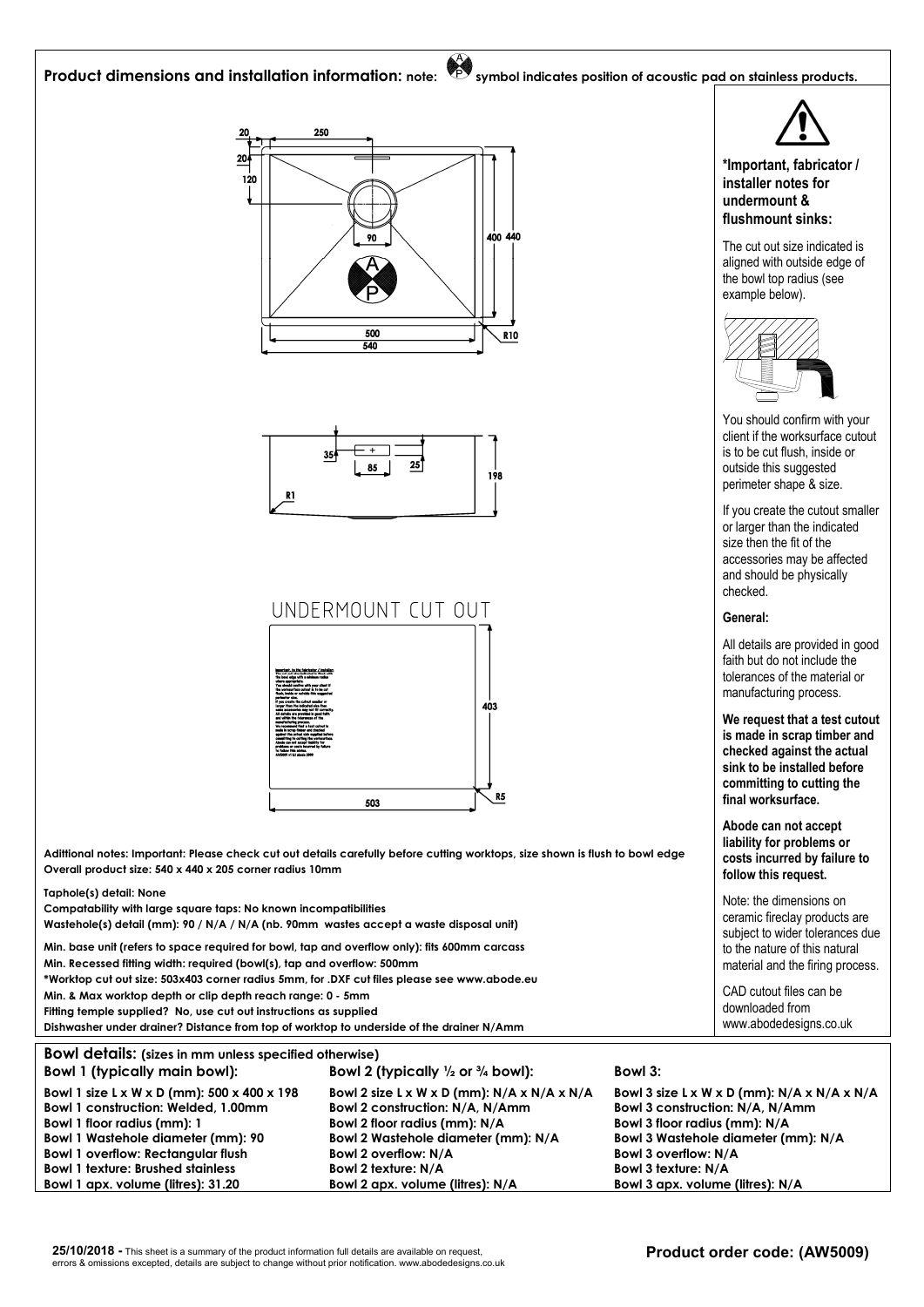**Product dimensions and installation information: note: symbol indicates position of acoustic pad on stainless products.**

20
250
20
120
90
400 440
500
540
R10

35
85
25
198
R1

UNDERMOUNT CUT OUT

403
R5
503

**\*Important, fabricator / installer notes for undermount & flushmount sinks:**

The cut out size indicated is aligned with outside edge of the bowl top radius (see example below).

You should confirm with your client if the worksurface cutout is to be cut flush, inside or outside this suggested perimeter shape & size.

If you create the cutout smaller or larger than the indicated size then the fit of the accessories may be affected and should be physically checked.

**General:**

All details are provided in good faith but do not include the tolerances of the material or manufacturing process.

**We request that a test cutout is made in scrap timber and checked against the actual sink to be installed before committing to cutting the final worksurface.**

**Abode can not accept liability for problems or costs incurred by failure to follow this request.**

Note: the dimensions on ceramic fireclay products are subject to wider tolerances due to the nature of this natural material and the firing process.

CAD cutout files can be downloaded from www.abodedesigns.co.uk

**Adittional notes: Important: Please check cut out details carefully before cutting worktops, size shown is flush to bowl edge**
**Overall product size: 540 x 440 x 205 corner radius 10mm**

**Taphole(s) detail: None**
**Compatability with large square taps: No known incompatibilities**
**Wastehole(s) detail (mm): 90 / N/A / N/A (nb. 90mm wastes accept a waste disposal unit)**

**Min. base unit (refers to space required for bowl, tap and overflow only): fits 600mm carcass**
**Min. Recessed fitting width: required (bowl(s), tap and overflow: 500mm**
**\*Worktop cut out size: 503x403 corner radius 5mm, for .DXF cut files please see www.abode.eu**
**Min. & Max worktop depth or clip depth reach range: 0 - 5mm**
**Fitting temple supplied? No, use cut out instructions as supplied**
**Dishwasher under drainer? Distance from top of worktop to underside of the drainer N/Amm**

## Bowl details: (sizes in mm unless specified otherwise)

| Bowl 1 (typically main bowl): | Bowl 2 (typically ½ or ¾ bowl): | Bowl 3: |
|---|---|---|
| Bowl 1 size L x W x D (mm): 500 x 400 x 198 | Bowl 2 size L x W x D (mm): N/A x N/A x N/A | Bowl 3 size L x W x D (mm): N/A x N/A x N/A |
| Bowl 1 construction: Welded, 1.00mm | Bowl 2 construction: N/A, N/Amm | Bowl 3 construction: N/A, N/Amm |
| Bowl 1 floor radius (mm): 1 | Bowl 2 floor radius (mm): N/A | Bowl 3 floor radius (mm): N/A |
| Bowl 1 Wastehole diameter (mm): 90 | Bowl 2 Wastehole diameter (mm): N/A | Bowl 3 Wastehole diameter (mm): N/A |
| Bowl 1 overflow: Rectangular flush | Bowl 2 overflow: N/A | Bowl 3 overflow: N/A |
| Bowl 1 texture: Brushed stainless | Bowl 2 texture: N/A | Bowl 3 texture: N/A |
| Bowl 1 apx. volume (litres): 31.20 | Bowl 2 apx. volume (litres): N/A | Bowl 3 apx. volume (litres): N/A |

**25/10/2018 -** This sheet is a summary of the product information full details are available on request, errors & omissions excepted, details are subject to change without prior notification. www.abodedesigns.co.uk

**Product order code: (AW5009)**